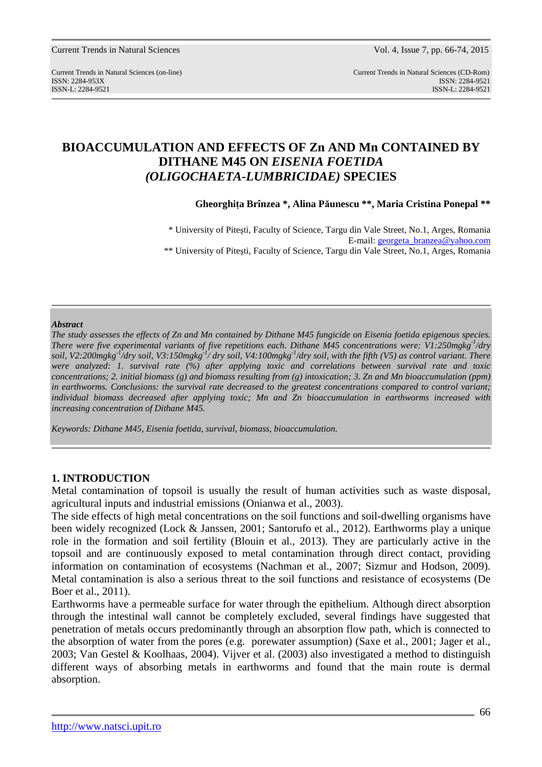# BIOACCUMULATION AND EFFECTS OF Zn AND Mn CONTAINED BY DITHANE M45 ON *EISENIA FOETIDA (OLIGOCHAETA-LUMBRICIDAE)* SPECIES

**Gheorghița Brînzea \*, Alina Păunescu \*\*, Maria Cristina Ponepal \*\***

\* University of Pitești, Faculty of Science, Targu din Vale Street, No.1, Arges, Romania
E-mail: georgeta_branzea@yahoo.com
\*\* University of Pitești, Faculty of Science, Targu din Vale Street, No.1, Arges, Romania

***Abstract***

*The study assesses the effects of Zn and Mn contained by Dithane M45 fungicide on Eisenia foetida epigenous species. There were five experimental variants of five repetitions each. Dithane M45 concentrations were: V1:250mgkg$^{-1}$/dry soil, V2:200mgkg$^{-1}$/dry soil, V3:150mgkg$^{-1}$/ dry soil, V4:100mgkg$^{-1}$/dry soil, with the fifth (V5) as control variant. There were analyzed: 1. survival rate (%) after applying toxic and correlations between survival rate and toxic concentrations; 2. initial biomass (g) and biomass resulting from (g) intoxication; 3. Zn and Mn bioaccumulation (ppm) in earthworms. Conclusions: the survival rate decreased to the greatest concentrations compared to control variant; individual biomass decreased after applying toxic; Mn and Zn bioaccumulation in earthworms increased with increasing concentration of Dithane M45.*

*Keywords: Dithane M45, Eisenia foetida, survival, biomass, bioaccumulation.*

## 1. INTRODUCTION

Metal contamination of topsoil is usually the result of human activities such as waste disposal, agricultural inputs and industrial emissions (Onianwa et al., 2003).

The side effects of high metal concentrations on the soil functions and soil-dwelling organisms have been widely recognized (Lock & Janssen, 2001; Santorufo et al., 2012). Earthworms play a unique role in the formation and soil fertility (Blouin et al., 2013). They are particularly active in the topsoil and are continuously exposed to metal contamination through direct contact, providing information on contamination of ecosystems (Nachman et al., 2007; Sizmur and Hodson, 2009). Metal contamination is also a serious threat to the soil functions and resistance of ecosystems (De Boer et al., 2011).

Earthworms have a permeable surface for water through the epithelium. Although direct absorption through the intestinal wall cannot be completely excluded, several findings have suggested that penetration of metals occurs predominantly through an absorption flow path, which is connected to the absorption of water from the pores (e.g. porewater assumption) (Saxe et al., 2001; Jager et al., 2003; Van Gestel & Koolhaas, 2004). Vijver et al. (2003) also investigated a method to distinguish different ways of absorbing metals in earthworms and found that the main route is dermal absorption.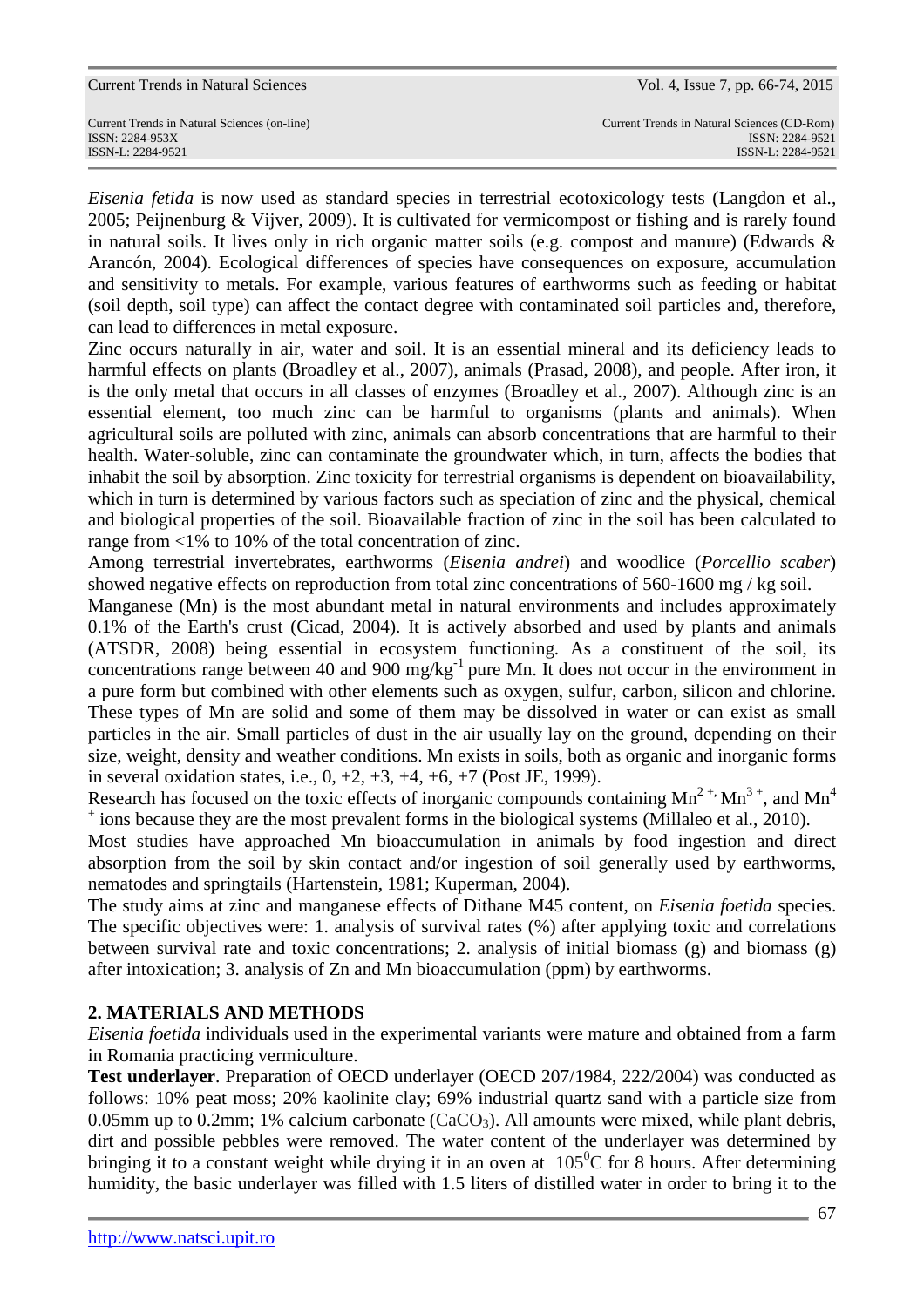*Eisenia fetida* is now used as standard species in terrestrial ecotoxicology tests (Langdon et al., 2005; Peijnenburg & Vijver, 2009). It is cultivated for vermicompost or fishing and is rarely found in natural soils. It lives only in rich organic matter soils (e.g. compost and manure) (Edwards & Arancón, 2004). Ecological differences of species have consequences on exposure, accumulation and sensitivity to metals. For example, various features of earthworms such as feeding or habitat (soil depth, soil type) can affect the contact degree with contaminated soil particles and, therefore, can lead to differences in metal exposure.

Zinc occurs naturally in air, water and soil. It is an essential mineral and its deficiency leads to harmful effects on plants (Broadley et al., 2007), animals (Prasad, 2008), and people. After iron, it is the only metal that occurs in all classes of enzymes (Broadley et al., 2007). Although zinc is an essential element, too much zinc can be harmful to organisms (plants and animals). When agricultural soils are polluted with zinc, animals can absorb concentrations that are harmful to their health. Water-soluble, zinc can contaminate the groundwater which, in turn, affects the bodies that inhabit the soil by absorption. Zinc toxicity for terrestrial organisms is dependent on bioavailability, which in turn is determined by various factors such as speciation of zinc and the physical, chemical and biological properties of the soil. Bioavailable fraction of zinc in the soil has been calculated to range from <1% to 10% of the total concentration of zinc.

Among terrestrial invertebrates, earthworms (*Eisenia andrei*) and woodlice (*Porcellio scaber*) showed negative effects on reproduction from total zinc concentrations of 560-1600 mg / kg soil.

Manganese (Mn) is the most abundant metal in natural environments and includes approximately 0.1% of the Earth's crust (Cicad, 2004). It is actively absorbed and used by plants and animals (ATSDR, 2008) being essential in ecosystem functioning. As a constituent of the soil, its concentrations range between 40 and 900 $mg/kg^{-1}$ pure Mn. It does not occur in the environment in a pure form but combined with other elements such as oxygen, sulfur, carbon, silicon and chlorine. These types of Mn are solid and some of them may be dissolved in water or can exist as small particles in the air. Small particles of dust in the air usually lay on the ground, depending on their size, weight, density and weather conditions. Mn exists in soils, both as organic and inorganic forms in several oxidation states, i.e., 0, +2, +3, +4, +6, +7 (Post JE, 1999).

Research has focused on the toxic effects of inorganic compounds containing $Mn^{2+}$, $Mn^{3+}$, and $Mn^{4+}$ ions because they are the most prevalent forms in the biological systems (Millaleo et al., 2010).

Most studies have approached Mn bioaccumulation in animals by food ingestion and direct absorption from the soil by skin contact and/or ingestion of soil generally used by earthworms, nematodes and springtails (Hartenstein, 1981; Kuperman, 2004).

The study aims at zinc and manganese effects of Dithane M45 content, on *Eisenia foetida* species. The specific objectives were: 1. analysis of survival rates (%) after applying toxic and correlations between survival rate and toxic concentrations; 2. analysis of initial biomass (g) and biomass (g) after intoxication; 3. analysis of Zn and Mn bioaccumulation (ppm) by earthworms.

## 2. MATERIALS AND METHODS

*Eisenia foetida* individuals used in the experimental variants were mature and obtained from a farm in Romania practicing vermiculture.

**Test underlayer**. Preparation of OECD underlayer (OECD 207/1984, 222/2004) was conducted as follows: 10% peat moss; 20% kaolinite clay; 69% industrial quartz sand with a particle size from 0.05mm up to 0.2mm; 1% calcium carbonate ($CaCO_3$). All amounts were mixed, while plant debris, dirt and possible pebbles were removed. The water content of the underlayer was determined by bringing it to a constant weight while drying it in an oven at $105^0C$ for 8 hours. After determining humidity, the basic underlayer was filled with 1.5 liters of distilled water in order to bring it to the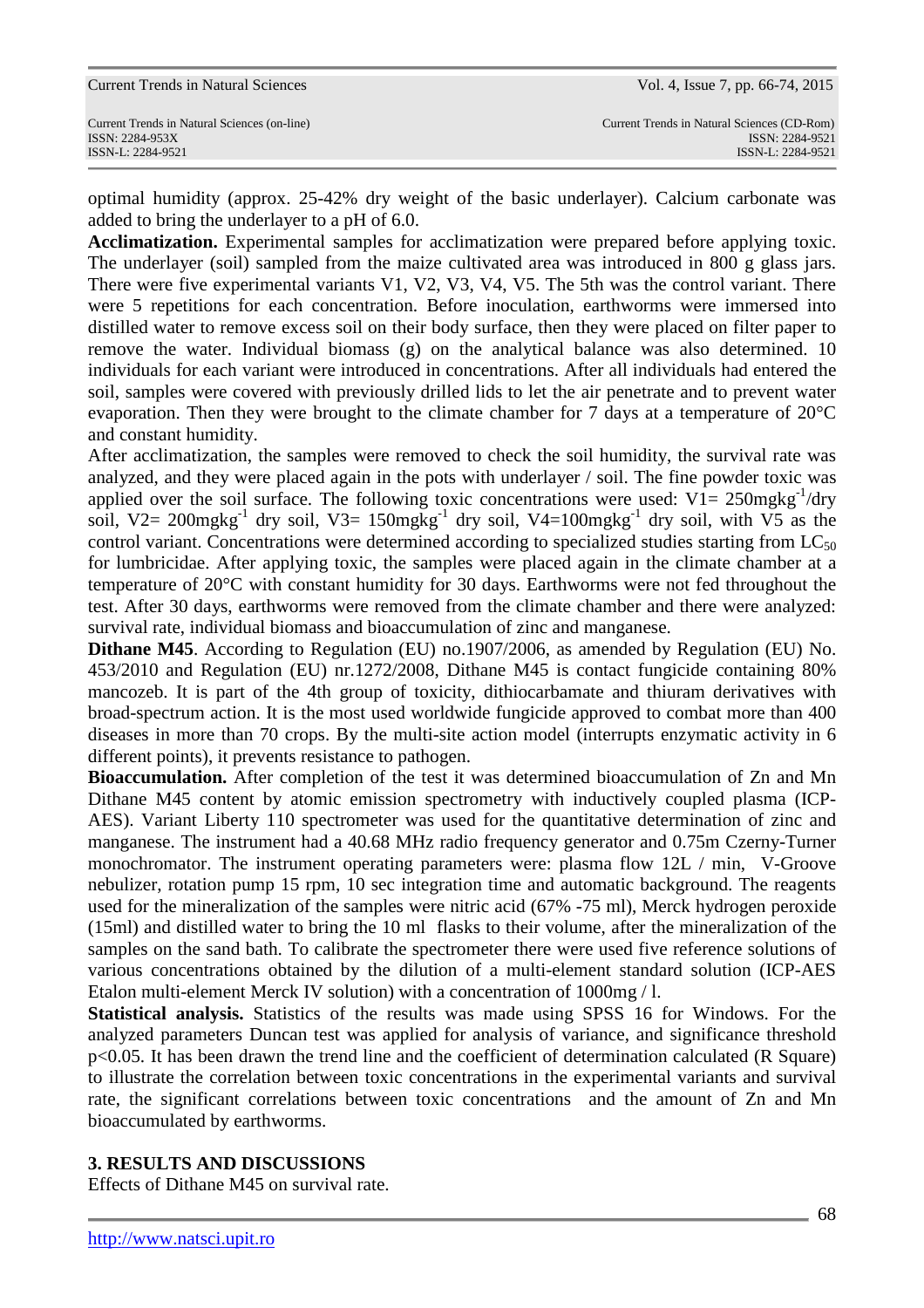optimal humidity (approx. 25-42% dry weight of the basic underlayer). Calcium carbonate was added to bring the underlayer to a pH of 6.0.

**Acclimatization.** Experimental samples for acclimatization were prepared before applying toxic. The underlayer (soil) sampled from the maize cultivated area was introduced in 800 g glass jars. There were five experimental variants V1, V2, V3, V4, V5. The 5th was the control variant. There were 5 repetitions for each concentration. Before inoculation, earthworms were immersed into distilled water to remove excess soil on their body surface, then they were placed on filter paper to remove the water. Individual biomass (g) on the analytical balance was also determined. 10 individuals for each variant were introduced in concentrations. After all individuals had entered the soil, samples were covered with previously drilled lids to let the air penetrate and to prevent water evaporation. Then they were brought to the climate chamber for 7 days at a temperature of 20°C and constant humidity.

After acclimatization, the samples were removed to check the soil humidity, the survival rate was analyzed, and they were placed again in the pots with underlayer / soil. The fine powder toxic was applied over the soil surface. The following toxic concentrations were used: V1= 250mgkg$^{-1}$/dry soil, V2= 200mgkg$^{-1}$ dry soil, V3= 150mgkg$^{-1}$ dry soil, V4=100mgkg$^{-1}$ dry soil, with V5 as the control variant. Concentrations were determined according to specialized studies starting from $LC_{50}$ for lumbricidae. After applying toxic, the samples were placed again in the climate chamber at a temperature of 20°C with constant humidity for 30 days. Earthworms were not fed throughout the test. After 30 days, earthworms were removed from the climate chamber and there were analyzed: survival rate, individual biomass and bioaccumulation of zinc and manganese.

**Dithane M45**. According to Regulation (EU) no.1907/2006, as amended by Regulation (EU) No. 453/2010 and Regulation (EU) nr.1272/2008, Dithane M45 is contact fungicide containing 80% mancozeb. It is part of the 4th group of toxicity, dithiocarbamate and thiuram derivatives with broad-spectrum action. It is the most used worldwide fungicide approved to combat more than 400 diseases in more than 70 crops. By the multi-site action model (interrupts enzymatic activity in 6 different points), it prevents resistance to pathogen.

**Bioaccumulation.** After completion of the test it was determined bioaccumulation of Zn and Mn Dithane M45 content by atomic emission spectrometry with inductively coupled plasma (ICP-AES). Variant Liberty 110 spectrometer was used for the quantitative determination of zinc and manganese. The instrument had a 40.68 MHz radio frequency generator and 0.75m Czerny-Turner monochromator. The instrument operating parameters were: plasma flow 12L / min, V-Groove nebulizer, rotation pump 15 rpm, 10 sec integration time and automatic background. The reagents used for the mineralization of the samples were nitric acid (67% -75 ml), Merck hydrogen peroxide (15ml) and distilled water to bring the 10 ml flasks to their volume, after the mineralization of the samples on the sand bath. To calibrate the spectrometer there were used five reference solutions of various concentrations obtained by the dilution of a multi-element standard solution (ICP-AES Etalon multi-element Merck IV solution) with a concentration of 1000mg / l.

**Statistical analysis.** Statistics of the results was made using SPSS 16 for Windows. For the analyzed parameters Duncan test was applied for analysis of variance, and significance threshold $p<0.05$. It has been drawn the trend line and the coefficient of determination calculated (R Square) to illustrate the correlation between toxic concentrations in the experimental variants and survival rate, the significant correlations between toxic concentrations and the amount of Zn and Mn bioaccumulated by earthworms.

## 3. RESULTS AND DISCUSSIONS

Effects of Dithane M45 on survival rate.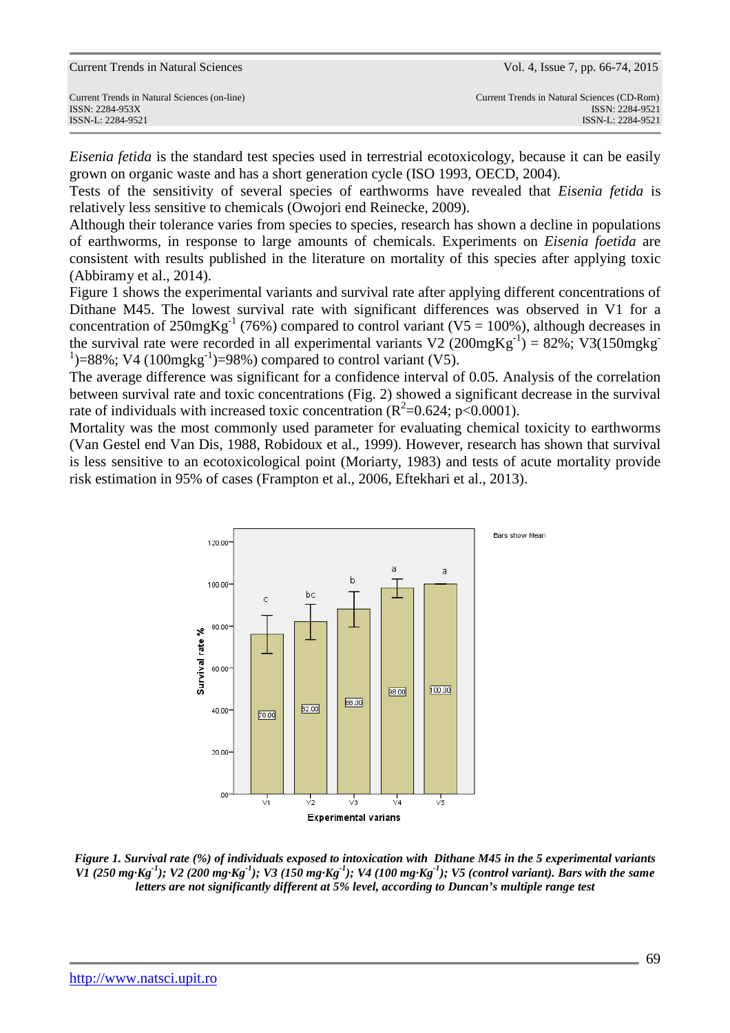*Eisenia fetida* is the standard test species used in terrestrial ecotoxicology, because it can be easily grown on organic waste and has a short generation cycle (ISO 1993, OECD, 2004).

Tests of the sensitivity of several species of earthworms have revealed that *Eisenia fetida* is relatively less sensitive to chemicals (Owojori end Reinecke, 2009).

Although their tolerance varies from species to species, research has shown a decline in populations of earthworms, in response to large amounts of chemicals. Experiments on *Eisenia foetida* are consistent with results published in the literature on mortality of this species after applying toxic (Abbiramy et al., 2014).

Figure 1 shows the experimental variants and survival rate after applying different concentrations of Dithane M45. The lowest survival rate with significant differences was observed in V1 for a concentration of 250mgKg$^{-1}$ (76%) compared to control variant (V5 = 100%), although decreases in the survival rate were recorded in all experimental variants V2 (200mgKg$^{-1}$) = 82%; V3(150mgkg$^{-1}$)=88%; V4 (100mgkg$^{-1}$)=98%) compared to control variant (V5).

The average difference was significant for a confidence interval of 0.05. Analysis of the correlation between survival rate and toxic concentrations (Fig. 2) showed a significant decrease in the survival rate of individuals with increased toxic concentration ($R^2$=0.624; $p$<0.0001).

Mortality was the most commonly used parameter for evaluating chemical toxicity to earthworms (Van Gestel end Van Dis, 1988, Robidoux et al., 1999). However, research has shown that survival is less sensitive to an ecotoxicological point (Moriarty, 1983) and tests of acute mortality provide risk estimation in 95% of cases (Frampton et al., 2006, Eftekhari et al., 2013).

***Figure 1. Survival rate (%) of individuals exposed to intoxication with Dithane M45 in the 5 experimental variants V1 (250 mg·Kg$^{-1}$); V2 (200 mg·Kg$^{-1}$); V3 (150 mg·Kg$^{-1}$); V4 (100 mg·Kg$^{-1}$); V5 (control variant). Bars with the same letters are not significantly different at 5% level, according to Duncan's multiple range test***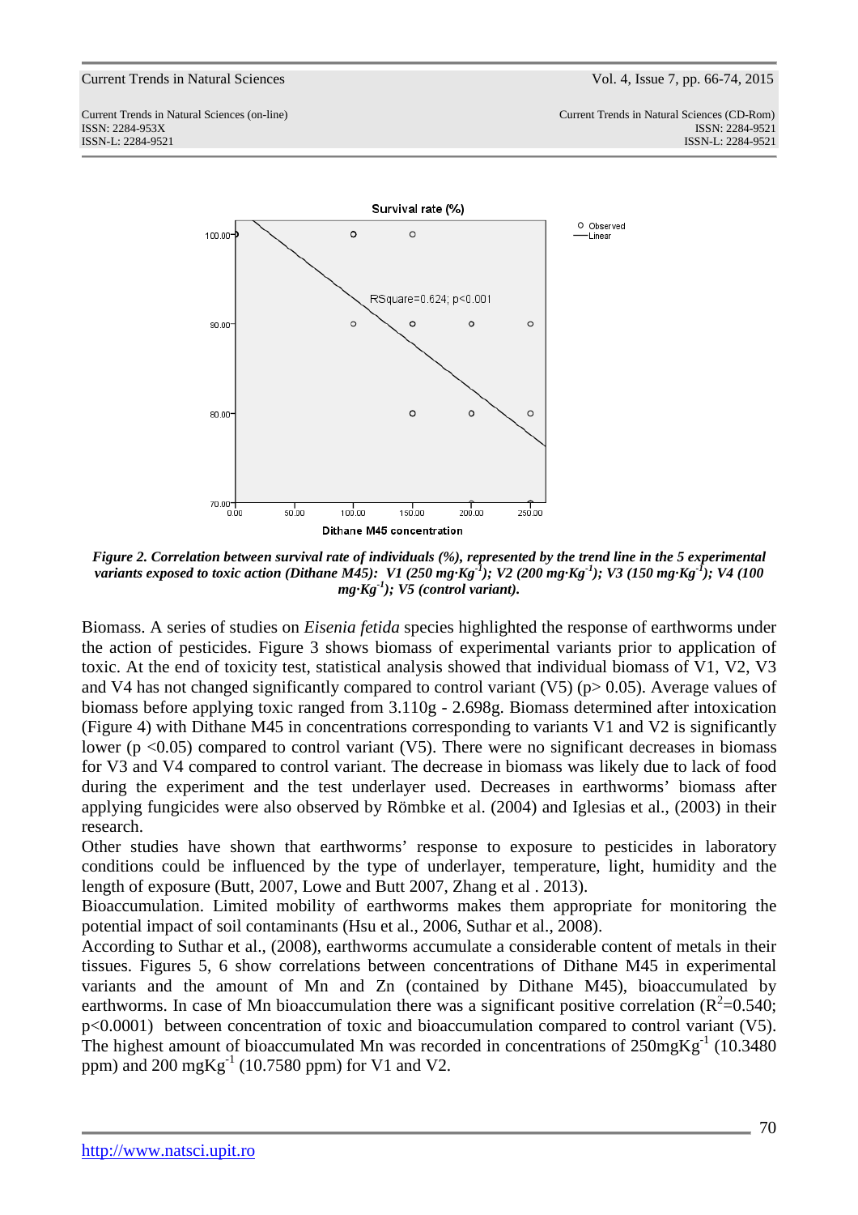*Figure 2. Correlation between survival rate of individuals (%), represented by the trend line in the 5 experimental variants exposed to toxic action (Dithane M45): V1 (250 mg·Kg$^{-1}$); V2 (200 mg·Kg$^{-1}$); V3 (150 mg·Kg$^{-1}$); V4 (100 mg·Kg$^{-1}$); V5 (control variant).*

Biomass. A series of studies on *Eisenia fetida* species highlighted the response of earthworms under the action of pesticides. Figure 3 shows biomass of experimental variants prior to application of toxic. At the end of toxicity test, statistical analysis showed that individual biomass of V1, V2, V3 and V4 has not changed significantly compared to control variant (V5) ($p > 0.05$). Average values of biomass before applying toxic ranged from 3.110g - 2.698g. Biomass determined after intoxication (Figure 4) with Dithane M45 in concentrations corresponding to variants V1 and V2 is significantly lower ($p < 0.05$) compared to control variant (V5). There were no significant decreases in biomass for V3 and V4 compared to control variant. The decrease in biomass was likely due to lack of food during the experiment and the test underlayer used. Decreases in earthworms' biomass after applying fungicides were also observed by Römbke et al. (2004) and Iglesias et al., (2003) in their research.

Other studies have shown that earthworms' response to exposure to pesticides in laboratory conditions could be influenced by the type of underlayer, temperature, light, humidity and the length of exposure (Butt, 2007, Lowe and Butt 2007, Zhang et al . 2013).

Bioaccumulation. Limited mobility of earthworms makes them appropriate for monitoring the potential impact of soil contaminants (Hsu et al., 2006, Suthar et al., 2008).

According to Suthar et al., (2008), earthworms accumulate a considerable content of metals in their tissues. Figures 5, 6 show correlations between concentrations of Dithane M45 in experimental variants and the amount of Mn and Zn (contained by Dithane M45), bioaccumulated by earthworms. In case of Mn bioaccumulation there was a significant positive correlation ($R^2$=0.540; $p<0.0001$) between concentration of toxic and bioaccumulation compared to control variant (V5). The highest amount of bioaccumulated Mn was recorded in concentrations of 250mgKg$^{-1}$ (10.3480 ppm) and 200 mgKg$^{-1}$ (10.7580 ppm) for V1 and V2.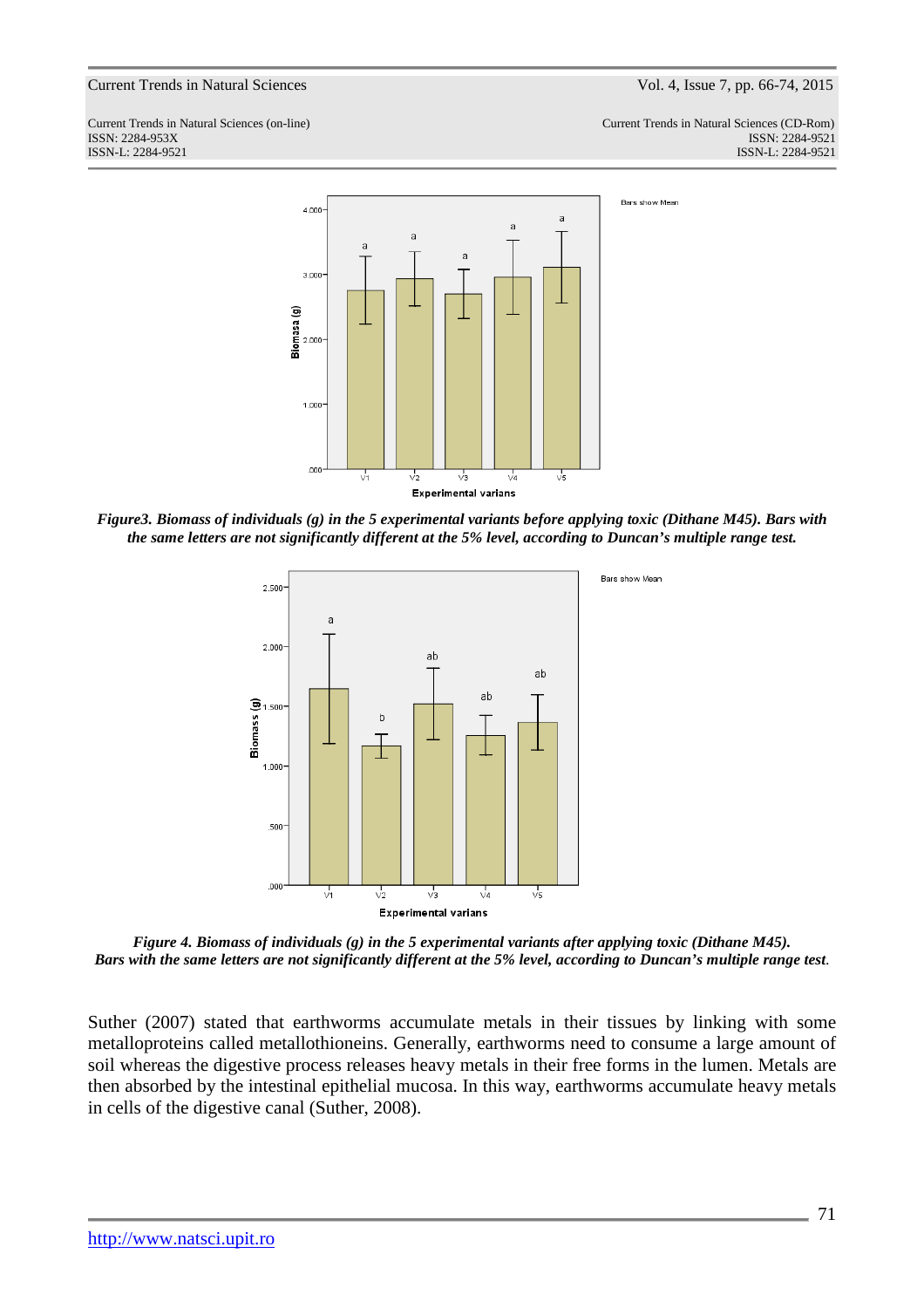*Figure3. Biomass of individuals (g) in the 5 experimental variants before applying toxic (Dithane M45). Bars with the same letters are not significantly different at the 5% level, according to Duncan's multiple range test.*

*Figure 4. Biomass of individuals (g) in the 5 experimental variants after applying toxic (Dithane M45). Bars with the same letters are not significantly different at the 5% level, according to Duncan's multiple range test.*

Suther (2007) stated that earthworms accumulate metals in their tissues by linking with some metalloproteins called metallothioneins. Generally, earthworms need to consume a large amount of soil whereas the digestive process releases heavy metals in their free forms in the lumen. Metals are then absorbed by the intestinal epithelial mucosa. In this way, earthworms accumulate heavy metals in cells of the digestive canal (Suther, 2008).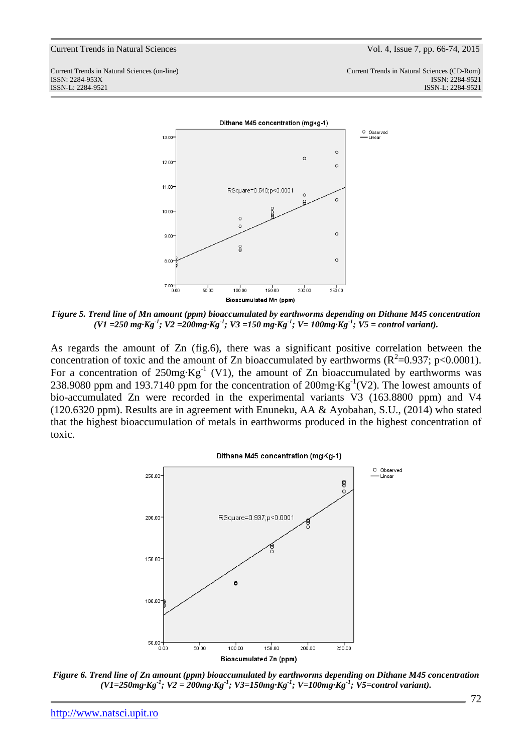*Figure 5. Trend line of Mn amount (ppm) bioaccumulated by earthworms depending on Dithane M45 concentration (V1 =250 mg·Kg$^{-1}$; V2 =200mg·Kg$^{-1}$; V3 =150 mg·Kg$^{-1}$; V= 100mg·Kg$^{-1}$; V5 = control variant).*

As regards the amount of Zn (fig.6), there was a significant positive correlation between the concentration of toxic and the amount of Zn bioaccumulated by earthworms ($R^2$=0.937; p<0.0001). For a concentration of 250mg·Kg$^{-1}$ (V1), the amount of Zn bioaccumulated by earthworms was 238.9080 ppm and 193.7140 ppm for the concentration of 200mg·Kg$^{-1}$(V2). The lowest amounts of bio-accumulated Zn were recorded in the experimental variants V3 (163.8800 ppm) and V4 (120.6320 ppm). Results are in agreement with Enuneku, AA & Ayobahan, S.U., (2014) who stated that the highest bioaccumulation of metals in earthworms produced in the highest concentration of toxic.

*Figure 6. Trend line of Zn amount (ppm) bioaccumulated by earthworms depending on Dithane M45 concentration (V1=250mg·Kg$^{-1}$; V2 = 200mg·Kg$^{-1}$; V3=150mg·Kg$^{-1}$; V=100mg·Kg$^{-1}$; V5=control variant).*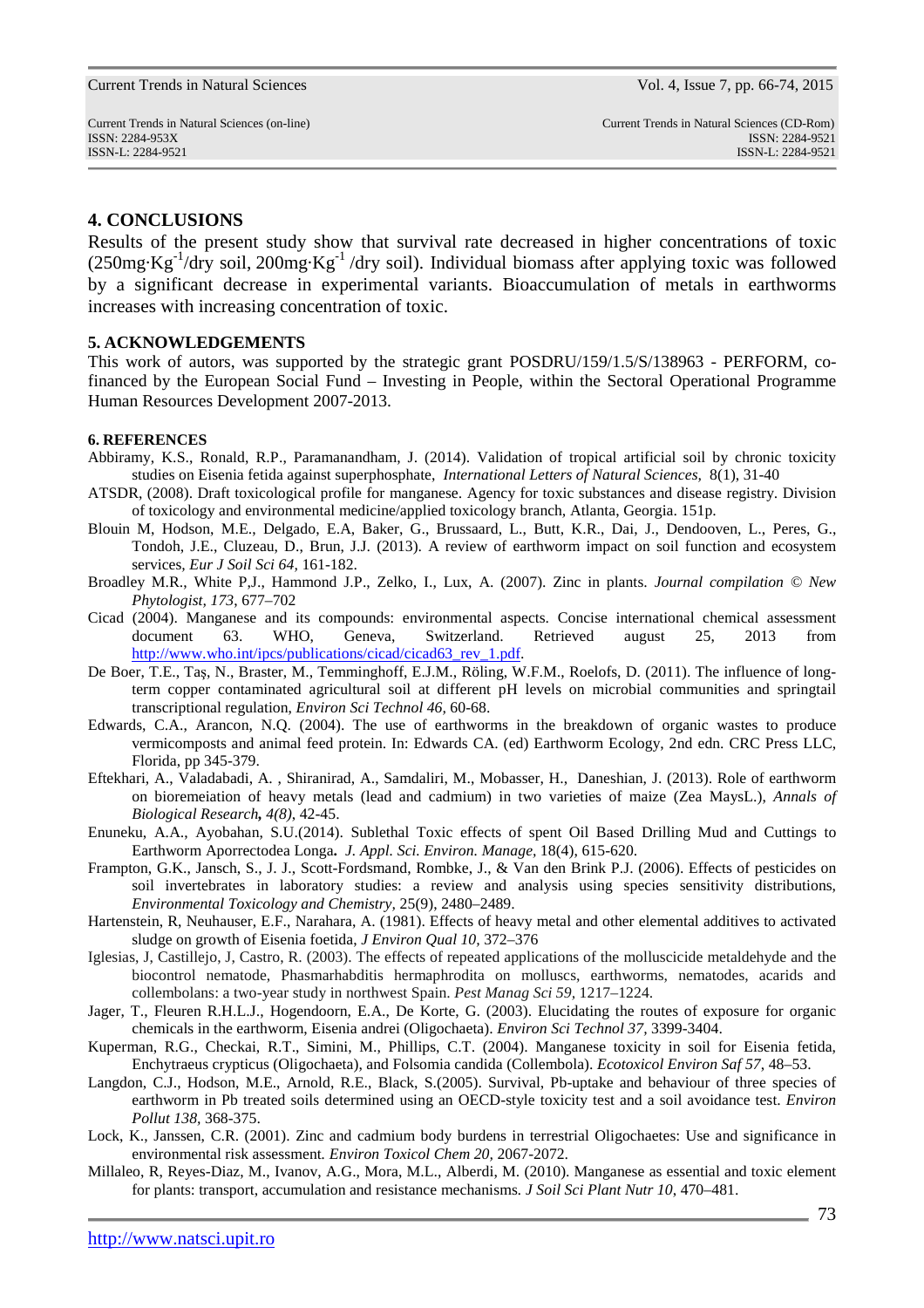## 4. CONCLUSIONS

Results of the present study show that survival rate decreased in higher concentrations of toxic ($250mg \cdot Kg^{-1}$/dry soil, $200mg \cdot Kg^{-1}$ /dry soil). Individual biomass after applying toxic was followed by a significant decrease in experimental variants. Bioaccumulation of metals in earthworms increases with increasing concentration of toxic.

## 5. ACKNOWLEDGEMENTS

This work of autors, was supported by the strategic grant POSDRU/159/1.5/S/138963 - PERFORM, co-financed by the European Social Fund – Investing in People, within the Sectoral Operational Programme Human Resources Development 2007-2013.

## 6. REFERENCES

Abbiramy, K.S., Ronald, R.P., Paramanandham, J. (2014). Validation of tropical artificial soil by chronic toxicity studies on Eisenia fetida against superphosphate, *International Letters of Natural Sciences,* 8(1), 31-40

ATSDR, (2008). Draft toxicological profile for manganese. Agency for toxic substances and disease registry. Division of toxicology and environmental medicine/applied toxicology branch, Atlanta, Georgia. 151p.

Blouin M, Hodson, M.E., Delgado, E.A, Baker, G., Brussaard, L., Butt, K.R., Dai, J., Dendooven, L., Peres, G., Tondoh, J.E., Cluzeau, D., Brun, J.J. (2013). A review of earthworm impact on soil function and ecosystem services, *Eur J Soil Sci 64,* 161-182.

Broadley M.R., White P,J., Hammond J.P., Zelko, I., Lux, A. (2007). Zinc in plants. *Journal compilation © New Phytologist, 173*, 677–702

Cicad (2004). Manganese and its compounds: environmental aspects. Concise international chemical assessment document 63. WHO, Geneva, Switzerland. Retrieved august 25, 2013 from http://www.who.int/ipcs/publications/cicad/cicad63_rev_1.pdf.

De Boer, T.E., Taş, N., Braster, M., Temminghoff, E.J.M., Röling, W.F.M., Roelofs, D. (2011). The influence of long-term copper contaminated agricultural soil at different pH levels on microbial communities and springtail transcriptional regulation, *Environ Sci Technol 46,* 60-68.

Edwards, C.A., Arancon, N.Q. (2004). The use of earthworms in the breakdown of organic wastes to produce vermicomposts and animal feed protein. In: Edwards CA. (ed) Earthworm Ecology, 2nd edn. CRC Press LLC, Florida, pp 345-379.

Eftekhari, A., Valadabadi, A. , Shiranirad, A., Samdaliri, M., Mobasser, H., Daneshian, J. (2013). Role of earthworm on bioremeiation of heavy metals (lead and cadmium) in two varieties of maize (Zea MaysL.), *Annals of Biological Research***,** *4(8),* 42-45.

Enuneku, A.A., Ayobahan, S.U.(2014). Sublethal Toxic effects of spent Oil Based Drilling Mud and Cuttings to Earthworm Aporrectodea Longa**.** *J. Appl. Sci. Environ. Manage,* 18(4), 615-620.

Frampton, G.K., Jansch, S., J. J., Scott-Fordsmand, Rombke, J., & Van den Brink P.J. (2006). Effects of pesticides on soil invertebrates in laboratory studies: a review and analysis using species sensitivity distributions, *Environmental Toxicology and Chemistry,* 25(9), 2480–2489.

Hartenstein, R, Neuhauser, E.F., Narahara, A. (1981). Effects of heavy metal and other elemental additives to activated sludge on growth of Eisenia foetida, *J Environ Qual 10,* 372–376

Iglesias, J, Castillejo, J, Castro, R. (2003). The effects of repeated applications of the molluscicide metaldehyde and the biocontrol nematode, Phasmarhabditis hermaphrodita on molluscs, earthworms, nematodes, acarids and collembolans: a two-year study in northwest Spain. *Pest Manag Sci 59,* 1217–1224.

Jager, T., Fleuren R.H.L.J., Hogendoorn, E.A., De Korte, G. (2003). Elucidating the routes of exposure for organic chemicals in the earthworm, Eisenia andrei (Oligochaeta). *Environ Sci Technol 37,* 3399-3404.

Kuperman, R.G., Checkai, R.T., Simini, M., Phillips, C.T. (2004). Manganese toxicity in soil for Eisenia fetida, Enchytraeus crypticus (Oligochaeta), and Folsomia candida (Collembola). *Ecotoxicol Environ Saf 57,* 48–53.

Langdon, C.J., Hodson, M.E., Arnold, R.E., Black, S.(2005). Survival, Pb-uptake and behaviour of three species of earthworm in Pb treated soils determined using an OECD-style toxicity test and a soil avoidance test. *Environ Pollut 138,* 368-375.

Lock, K., Janssen, C.R. (2001). Zinc and cadmium body burdens in terrestrial Oligochaetes: Use and significance in environmental risk assessment. *Environ Toxicol Chem 20,* 2067-2072.

Millaleo, R, Reyes-Diaz, M., Ivanov, A.G., Mora, M.L., Alberdi, M. (2010). Manganese as essential and toxic element for plants: transport, accumulation and resistance mechanisms. *J Soil Sci Plant Nutr 10,* 470–481.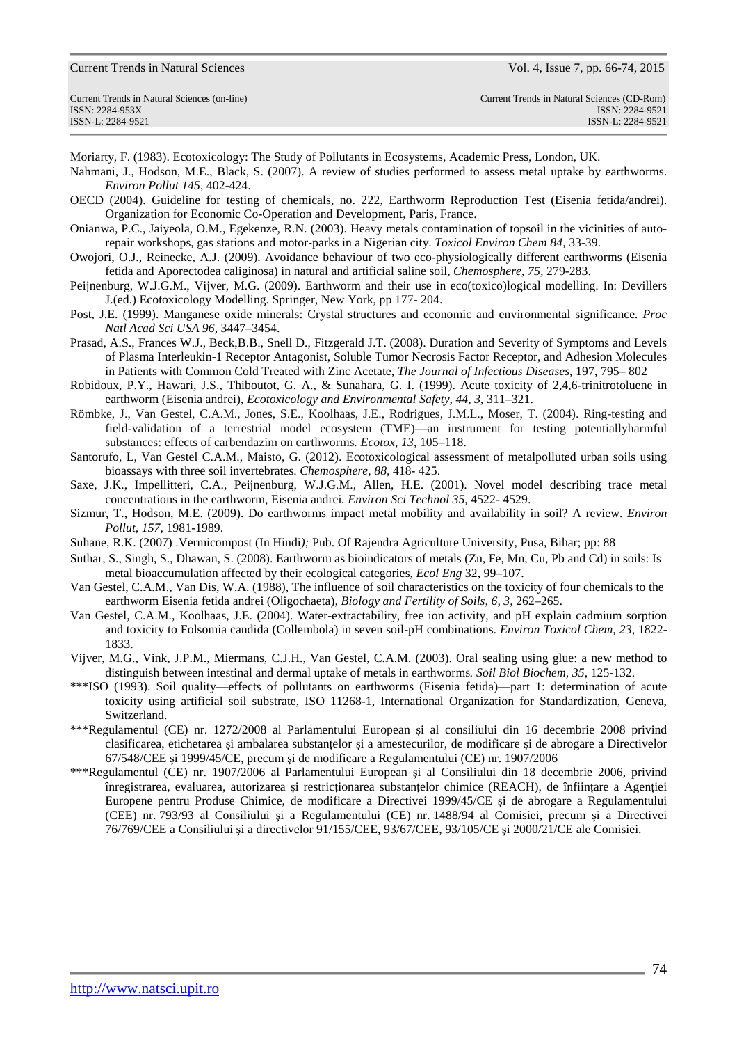Moriarty, F. (1983). Ecotoxicology: The Study of Pollutants in Ecosystems, Academic Press, London, UK.

Nahmani, J., Hodson, M.E., Black, S. (2007). A review of studies performed to assess metal uptake by earthworms. *Environ Pollut 145*, 402-424.

OECD (2004). Guideline for testing of chemicals, no. 222, Earthworm Reproduction Test (Eisenia fetida/andrei). Organization for Economic Co-Operation and Development, Paris, France.

Onianwa, P.C., Jaiyeola, O.M., Egekenze, R.N. (2003). Heavy metals contamination of topsoil in the vicinities of auto-repair workshops, gas stations and motor-parks in a Nigerian city. *Toxicol Environ Chem 84*, 33-39.

Owojori, O.J., Reinecke, A.J. (2009). Avoidance behaviour of two eco-physiologically different earthworms (Eisenia fetida and Aporectodea caliginosa) in natural and artificial saline soil, *Chemosphere, 75*, 279-283.

Peijnenburg, W.J.G.M., Vijver, M.G. (2009). Earthworm and their use in eco(toxico)logical modelling. In: Devillers J.(ed.) Ecotoxicology Modelling. Springer, New York, pp 177- 204.

Post, J.E. (1999). Manganese oxide minerals: Crystal structures and economic and environmental significance. *Proc Natl Acad Sci USA 96*, 3447–3454.

Prasad, A.S., Frances W.J., Beck,B.B., Snell D., Fitzgerald J.T. (2008). Duration and Severity of Symptoms and Levels of Plasma Interleukin-1 Receptor Antagonist, Soluble Tumor Necrosis Factor Receptor, and Adhesion Molecules in Patients with Common Cold Treated with Zinc Acetate, *The Journal of Infectious Diseases*, 197, 795– 802

Robidoux, P.Y., Hawari, J.S., Thiboutot, G. A., & Sunahara, G. I. (1999). Acute toxicity of 2,4,6-trinitrotoluene in earthworm (Eisenia andrei), *Ecotoxicology and Environmental Safety, 44, 3*, 311–321.

Römbke, J., Van Gestel, C.A.M., Jones, S.E., Koolhaas, J.E., Rodrigues, J.M.L., Moser, T. (2004). Ring-testing and field-validation of a terrestrial model ecosystem (TME)—an instrument for testing potentiallyharmful substances: effects of carbendazim on earthworms. *Ecotox, 13*, 105–118.

Santorufo, L, Van Gestel C.A.M., Maisto, G. (2012). Ecotoxicological assessment of metalpolluted urban soils using bioassays with three soil invertebrates. *Chemosphere, 88*, 418- 425.

Saxe, J.K., Impellitteri, C.A., Peijnenburg, W.J.G.M., Allen, H.E. (2001). Novel model describing trace metal concentrations in the earthworm, Eisenia andrei. *Environ Sci Technol 35*, 4522- 4529.

Sizmur, T., Hodson, M.E. (2009). Do earthworms impact metal mobility and availability in soil? A review. *Environ Pollut, 157*, 1981-1989.

Suhane, R.K. (2007) .Vermicompost (In Hindi*)*; Pub. Of Rajendra Agriculture University, Pusa, Bihar; pp: 88

Suthar, S., Singh, S., Dhawan, S. (2008). Earthworm as bioindicators of metals (Zn, Fe, Mn, Cu, Pb and Cd) in soils: Is metal bioaccumulation affected by their ecological categories, *Ecol Eng* 32, 99–107.

Van Gestel, C.A.M., Van Dis, W.A. (1988), The influence of soil characteristics on the toxicity of four chemicals to the earthworm Eisenia fetida andrei (Oligochaeta), *Biology and Fertility of Soils, 6, 3*, 262–265.

Van Gestel, C.A.M., Koolhaas, J.E. (2004). Water-extractability, free ion activity, and pH explain cadmium sorption and toxicity to Folsomia candida (Collembola) in seven soil-pH combinations. *Environ Toxicol Chem, 23*, 1822-1833.

Vijver, M.G., Vink, J.P.M., Miermans, C.J.H., Van Gestel, C.A.M. (2003). Oral sealing using glue: a new method to distinguish between intestinal and dermal uptake of metals in earthworms. *Soil Biol Biochem, 35*, 125-132.

***ISO (1993). Soil quality—effects of pollutants on earthworms (Eisenia fetida)—part 1: determination of acute toxicity using artificial soil substrate, ISO 11268-1, International Organization for Standardization, Geneva, Switzerland.

***Regulamentul (CE) nr. 1272/2008 al Parlamentului European şi al consiliului din 16 decembrie 2008 privind clasificarea, etichetarea şi ambalarea substanțelor şi a amestecurilor, de modificare şi de abrogare a Directivelor 67/548/CEE şi 1999/45/CE, precum şi de modificare a Regulamentului (CE) nr. 1907/2006

***Regulamentul (CE) nr. 1907/2006 al Parlamentului European şi al Consiliului din 18 decembrie 2006, privind înregistrarea, evaluarea, autorizarea şi restricționarea substanțelor chimice (REACH), de înființare a Agenției Europene pentru Produse Chimice, de modificare a Directivei 1999/45/CE şi de abrogare a Regulamentului (CEE) nr. 793/93 al Consiliului şi a Regulamentului (CE) nr. 1488/94 al Comisiei, precum şi a Directivei 76/769/CEE a Consiliului şi a directivelor 91/155/CEE, 93/67/CEE, 93/105/CE şi 2000/21/CE ale Comisiei.